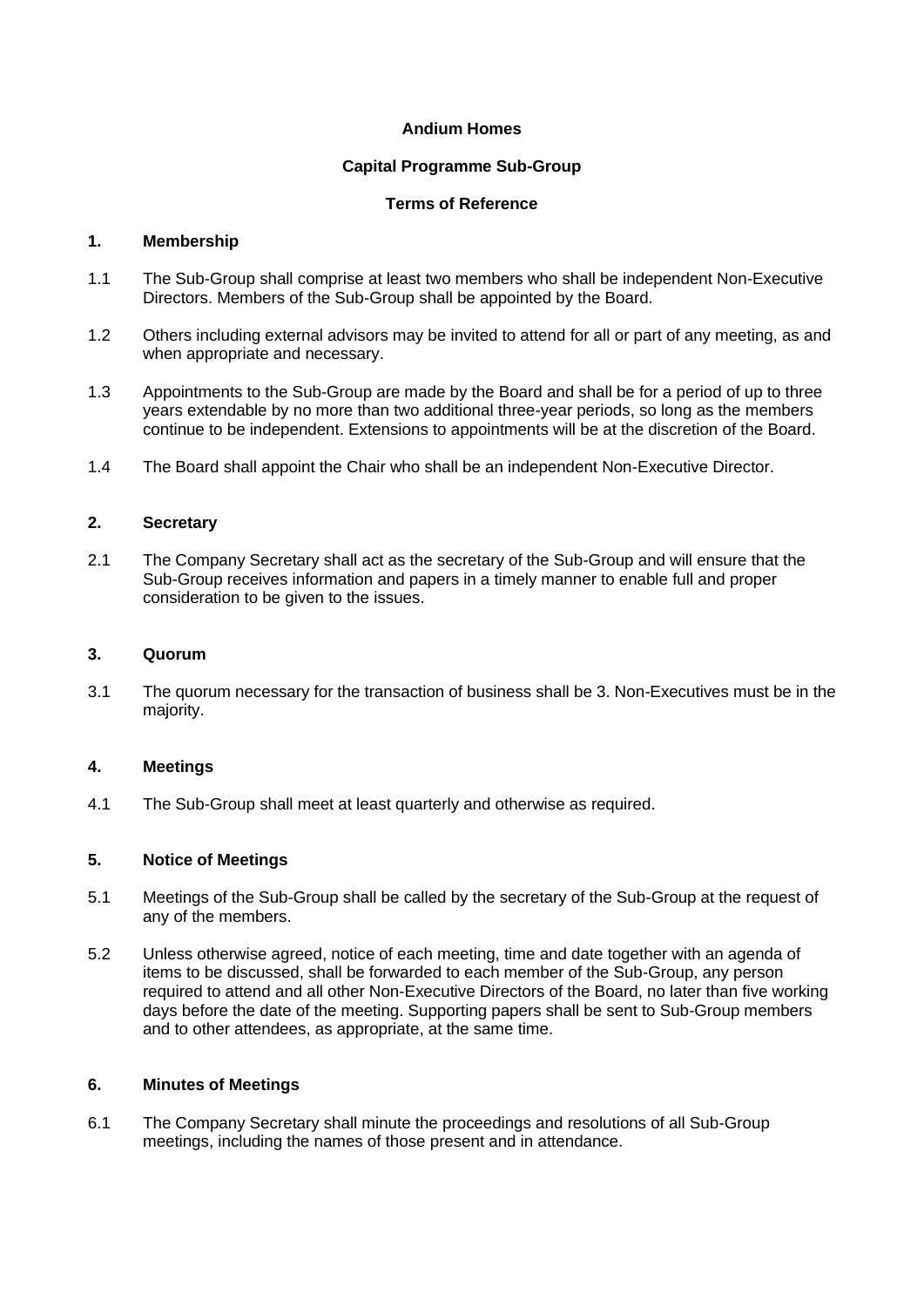**Andium Homes**

**Capital Programme Sub-Group**

**Terms of Reference**

## 1. Membership

1.1 The Sub-Group shall comprise at least two members who shall be independent Non-Executive Directors. Members of the Sub-Group shall be appointed by the Board.

1.2 Others including external advisors may be invited to attend for all or part of any meeting, as and when appropriate and necessary.

1.3 Appointments to the Sub-Group are made by the Board and shall be for a period of up to three years extendable by no more than two additional three-year periods, so long as the members continue to be independent. Extensions to appointments will be at the discretion of the Board.

1.4 The Board shall appoint the Chair who shall be an independent Non-Executive Director.

## 2. Secretary

2.1 The Company Secretary shall act as the secretary of the Sub-Group and will ensure that the Sub-Group receives information and papers in a timely manner to enable full and proper consideration to be given to the issues.

## 3. Quorum

3.1 The quorum necessary for the transaction of business shall be 3. Non-Executives must be in the majority.

## 4. Meetings

4.1 The Sub-Group shall meet at least quarterly and otherwise as required.

## 5. Notice of Meetings

5.1 Meetings of the Sub-Group shall be called by the secretary of the Sub-Group at the request of any of the members.

5.2 Unless otherwise agreed, notice of each meeting, time and date together with an agenda of items to be discussed, shall be forwarded to each member of the Sub-Group, any person required to attend and all other Non-Executive Directors of the Board, no later than five working days before the date of the meeting. Supporting papers shall be sent to Sub-Group members and to other attendees, as appropriate, at the same time.

## 6. Minutes of Meetings

6.1 The Company Secretary shall minute the proceedings and resolutions of all Sub-Group meetings, including the names of those present and in attendance.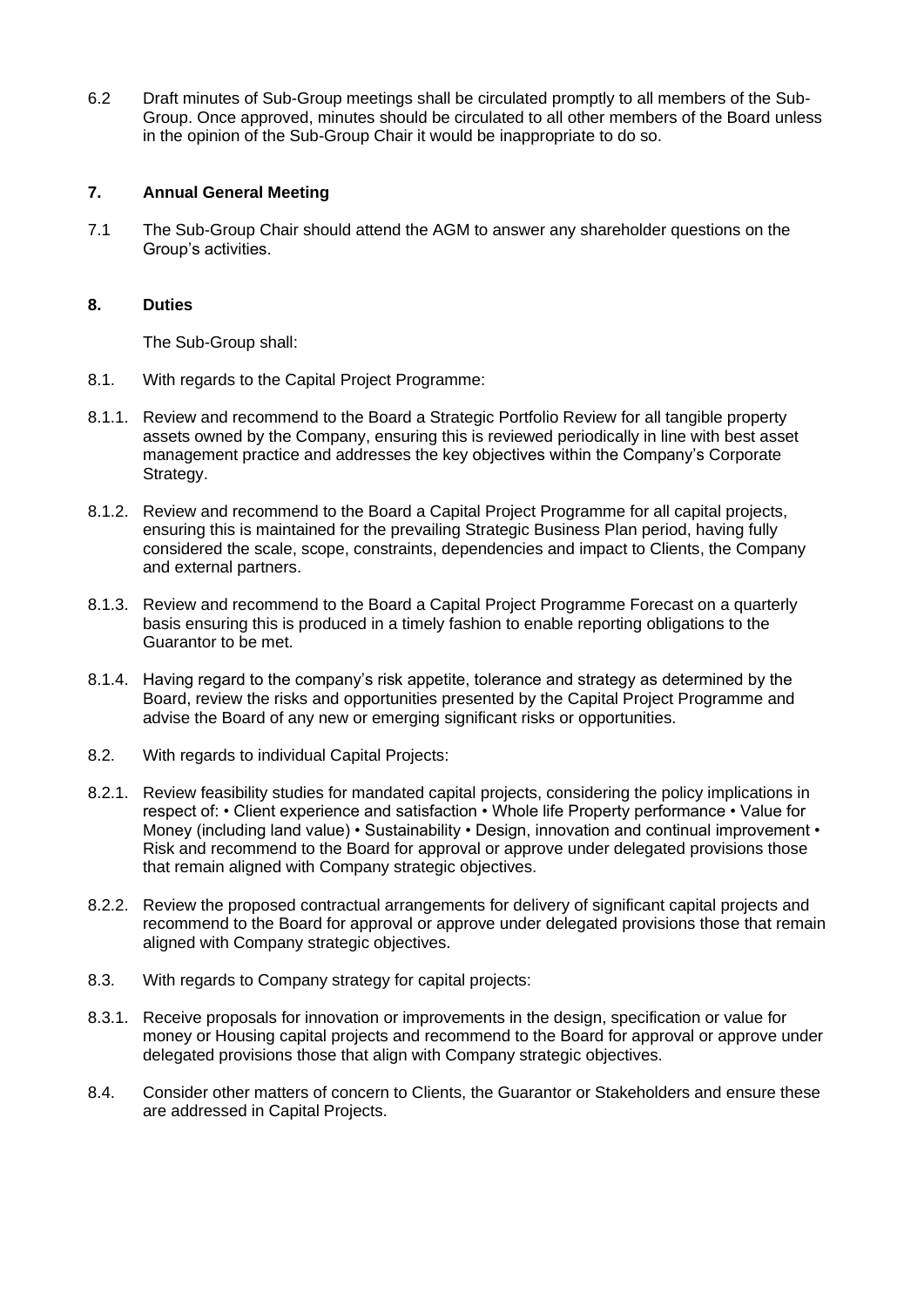6.2 Draft minutes of Sub-Group meetings shall be circulated promptly to all members of the Sub-Group. Once approved, minutes should be circulated to all other members of the Board unless in the opinion of the Sub-Group Chair it would be inappropriate to do so.

## 7. Annual General Meeting

7.1 The Sub-Group Chair should attend the AGM to answer any shareholder questions on the Group's activities.

## 8. Duties

The Sub-Group shall:

8.1. With regards to the Capital Project Programme:

8.1.1. Review and recommend to the Board a Strategic Portfolio Review for all tangible property assets owned by the Company, ensuring this is reviewed periodically in line with best asset management practice and addresses the key objectives within the Company's Corporate Strategy.

8.1.2. Review and recommend to the Board a Capital Project Programme for all capital projects, ensuring this is maintained for the prevailing Strategic Business Plan period, having fully considered the scale, scope, constraints, dependencies and impact to Clients, the Company and external partners.

8.1.3. Review and recommend to the Board a Capital Project Programme Forecast on a quarterly basis ensuring this is produced in a timely fashion to enable reporting obligations to the Guarantor to be met.

8.1.4. Having regard to the company's risk appetite, tolerance and strategy as determined by the Board, review the risks and opportunities presented by the Capital Project Programme and advise the Board of any new or emerging significant risks or opportunities.

8.2. With regards to individual Capital Projects:

8.2.1. Review feasibility studies for mandated capital projects, considering the policy implications in respect of: • Client experience and satisfaction • Whole life Property performance • Value for Money (including land value) • Sustainability • Design, innovation and continual improvement • Risk and recommend to the Board for approval or approve under delegated provisions those that remain aligned with Company strategic objectives.

8.2.2. Review the proposed contractual arrangements for delivery of significant capital projects and recommend to the Board for approval or approve under delegated provisions those that remain aligned with Company strategic objectives.

8.3. With regards to Company strategy for capital projects:

8.3.1. Receive proposals for innovation or improvements in the design, specification or value for money or Housing capital projects and recommend to the Board for approval or approve under delegated provisions those that align with Company strategic objectives.

8.4. Consider other matters of concern to Clients, the Guarantor or Stakeholders and ensure these are addressed in Capital Projects.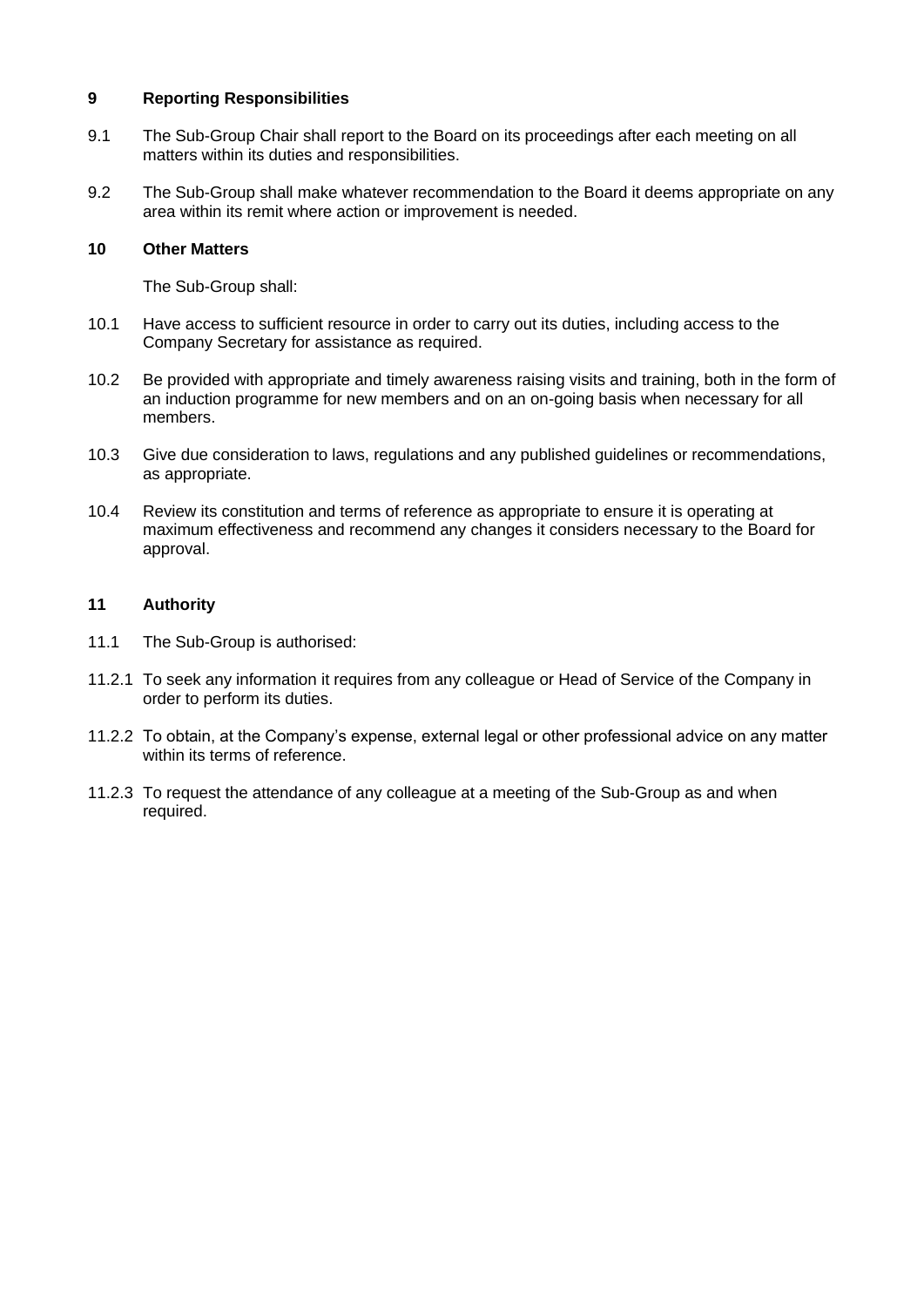## 9 Reporting Responsibilities

9.1 The Sub-Group Chair shall report to the Board on its proceedings after each meeting on all matters within its duties and responsibilities.

9.2 The Sub-Group shall make whatever recommendation to the Board it deems appropriate on any area within its remit where action or improvement is needed.

## 10 Other Matters

The Sub-Group shall:

10.1 Have access to sufficient resource in order to carry out its duties, including access to the Company Secretary for assistance as required.

10.2 Be provided with appropriate and timely awareness raising visits and training, both in the form of an induction programme for new members and on an on-going basis when necessary for all members.

10.3 Give due consideration to laws, regulations and any published guidelines or recommendations, as appropriate.

10.4 Review its constitution and terms of reference as appropriate to ensure it is operating at maximum effectiveness and recommend any changes it considers necessary to the Board for approval.

## 11 Authority

11.1 The Sub-Group is authorised:

11.2.1 To seek any information it requires from any colleague or Head of Service of the Company in order to perform its duties.

11.2.2 To obtain, at the Company's expense, external legal or other professional advice on any matter within its terms of reference.

11.2.3 To request the attendance of any colleague at a meeting of the Sub-Group as and when required.